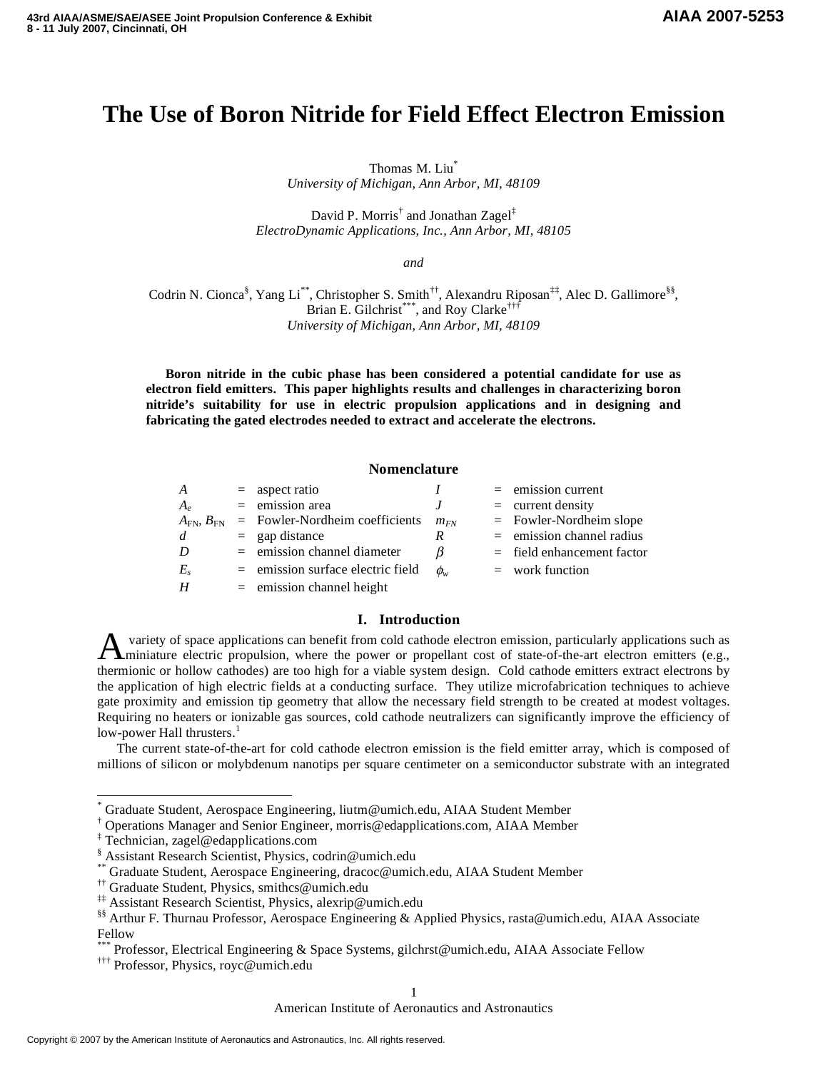# The Use of Boron Nitride for Field Effect Electron Emission

Thomas M. Liu[*]
*University of Michigan, Ann Arbor, MI, 48109*

David P. Morris[†] and Jonathan Zagel[‡]
*ElectroDynamic Applications, Inc., Ann Arbor, MI, 48105*

*and*

Codrin N. Cionca[§], Yang Li[**], Christopher S. Smith[††], Alexandru Riposan[‡‡], Alec D. Gallimore[§§], Brian E. Gilchrist[***], and Roy Clarke[†††]
*University of Michigan, Ann Arbor, MI, 48109*

**Boron nitride in the cubic phase has been considered a potential candidate for use as electron field emitters. This paper highlights results and challenges in characterizing boron nitride's suitability for use in electric propulsion applications and in designing and fabricating the gated electrodes needed to extract and accelerate the electrons.**

## Nomenclature

| | | | | | |
|---|---|---|---|---|---|
| $A$ | = | aspect ratio | $I$ | = | emission current |
| $A_e$ | = | emission area | $J$ | = | current density |
| $A_{FN}$, $B_{FN}$ | = | Fowler-Nordheim coefficients | $m_{FN}$ | = | Fowler-Nordheim slope |
| $d$ | = | gap distance | $R$ | = | emission channel radius |
| $D$ | = | emission channel diameter | $\beta$ | = | field enhancement factor |
| $E_s$ | = | emission surface electric field | $\phi_w$ | = | work function |
| $H$ | = | emission channel height | | | |

## I. Introduction

A variety of space applications can benefit from cold cathode electron emission, particularly applications such as miniature electric propulsion, where the power or propellant cost of state-of-the-art electron emitters (e.g., thermionic or hollow cathodes) are too high for a viable system design. Cold cathode emitters extract electrons by the application of high electric fields at a conducting surface. They utilize microfabrication techniques to achieve gate proximity and emission tip geometry that allow the necessary field strength to be created at modest voltages. Requiring no heaters or ionizable gas sources, cold cathode neutralizers can significantly improve the efficiency of low-power Hall thrusters.[1]

The current state-of-the-art for cold cathode electron emission is the field emitter array, which is composed of millions of silicon or molybdenum nanotips per square centimeter on a semiconductor substrate with an integrated

---

[*] Graduate Student, Aerospace Engineering, liutm@umich.edu, AIAA Student Member
[†] Operations Manager and Senior Engineer, morris@edapplications.com, AIAA Member
[‡] Technician, zagel@edapplications.com
[§] Assistant Research Scientist, Physics, codrin@umich.edu
[**] Graduate Student, Aerospace Engineering, dracoc@umich.edu, AIAA Student Member
[††] Graduate Student, Physics, smithcs@umich.edu
[‡‡] Assistant Research Scientist, Physics, alexrip@umich.edu
[§§] Arthur F. Thurnau Professor, Aerospace Engineering & Applied Physics, rasta@umich.edu, AIAA Associate Fellow
[***] Professor, Electrical Engineering & Space Systems, gilchrst@umich.edu, AIAA Associate Fellow
[†††] Professor, Physics, royc@umich.edu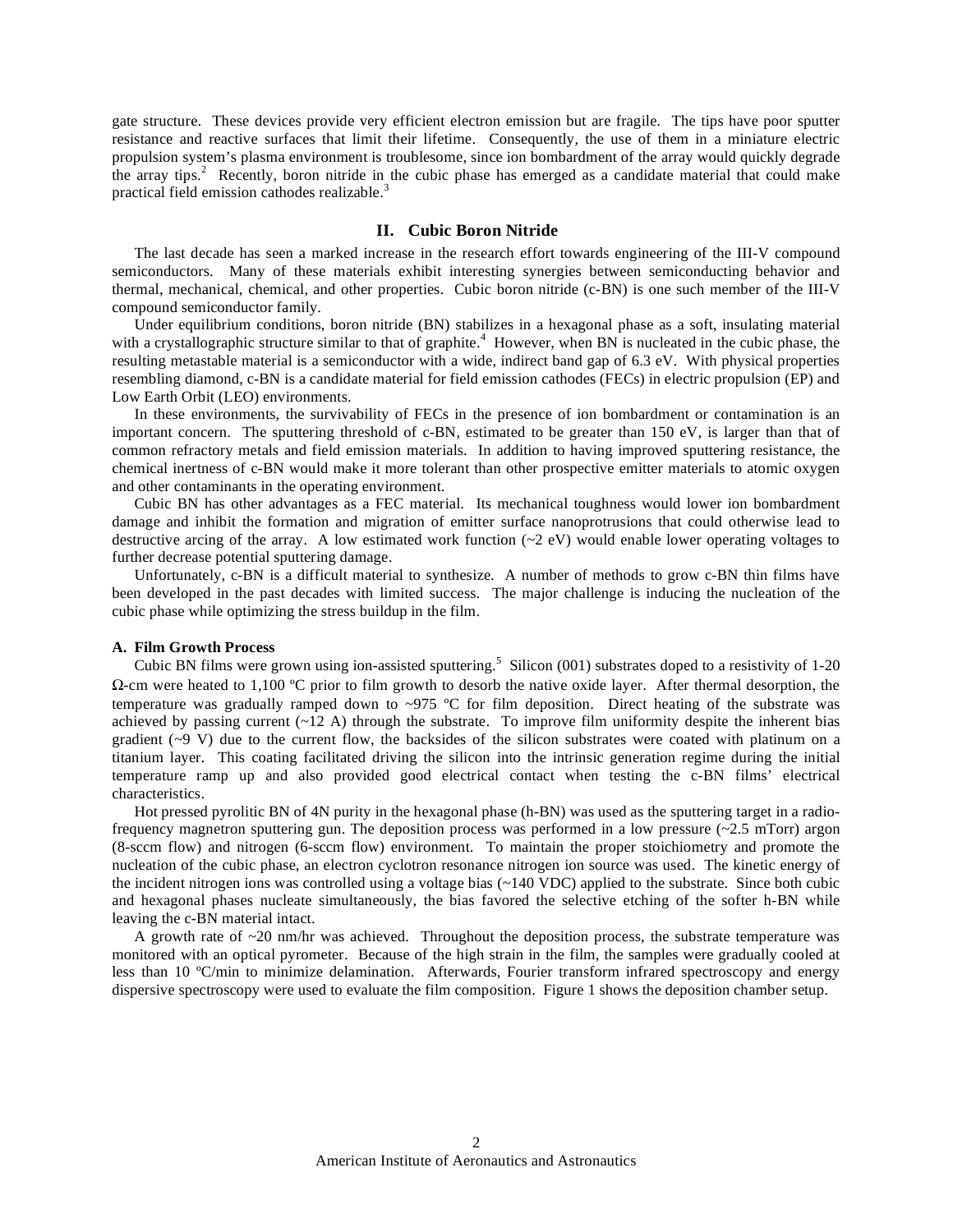gate structure. These devices provide very efficient electron emission but are fragile. The tips have poor sputter resistance and reactive surfaces that limit their lifetime. Consequently, the use of them in a miniature electric propulsion system's plasma environment is troublesome, since ion bombardment of the array would quickly degrade the array tips.[2] Recently, boron nitride in the cubic phase has emerged as a candidate material that could make practical field emission cathodes realizable.[3]

## II. Cubic Boron Nitride

The last decade has seen a marked increase in the research effort towards engineering of the III-V compound semiconductors. Many of these materials exhibit interesting synergies between semiconducting behavior and thermal, mechanical, chemical, and other properties. Cubic boron nitride (c-BN) is one such member of the III-V compound semiconductor family.

Under equilibrium conditions, boron nitride (BN) stabilizes in a hexagonal phase as a soft, insulating material with a crystallographic structure similar to that of graphite.[4] However, when BN is nucleated in the cubic phase, the resulting metastable material is a semiconductor with a wide, indirect band gap of 6.3 eV. With physical properties resembling diamond, c-BN is a candidate material for field emission cathodes (FECs) in electric propulsion (EP) and Low Earth Orbit (LEO) environments.

In these environments, the survivability of FECs in the presence of ion bombardment or contamination is an important concern. The sputtering threshold of c-BN, estimated to be greater than 150 eV, is larger than that of common refractory metals and field emission materials. In addition to having improved sputtering resistance, the chemical inertness of c-BN would make it more tolerant than other prospective emitter materials to atomic oxygen and other contaminants in the operating environment.

Cubic BN has other advantages as a FEC material. Its mechanical toughness would lower ion bombardment damage and inhibit the formation and migration of emitter surface nanoprotrusions that could otherwise lead to destructive arcing of the array. A low estimated work function (~2 eV) would enable lower operating voltages to further decrease potential sputtering damage.

Unfortunately, c-BN is a difficult material to synthesize. A number of methods to grow c-BN thin films have been developed in the past decades with limited success. The major challenge is inducing the nucleation of the cubic phase while optimizing the stress buildup in the film.

### A. Film Growth Process

Cubic BN films were grown using ion-assisted sputtering.[5] Silicon (001) substrates doped to a resistivity of 1-20 Ω-cm were heated to 1,100 ºC prior to film growth to desorb the native oxide layer. After thermal desorption, the temperature was gradually ramped down to ~975 ºC for film deposition. Direct heating of the substrate was achieved by passing current (~12 A) through the substrate. To improve film uniformity despite the inherent bias gradient (~9 V) due to the current flow, the backsides of the silicon substrates were coated with platinum on a titanium layer. This coating facilitated driving the silicon into the intrinsic generation regime during the initial temperature ramp up and also provided good electrical contact when testing the c-BN films' electrical characteristics.

Hot pressed pyrolitic BN of 4N purity in the hexagonal phase (h-BN) was used as the sputtering target in a radio-frequency magnetron sputtering gun. The deposition process was performed in a low pressure (~2.5 mTorr) argon (8-sccm flow) and nitrogen (6-sccm flow) environment. To maintain the proper stoichiometry and promote the nucleation of the cubic phase, an electron cyclotron resonance nitrogen ion source was used. The kinetic energy of the incident nitrogen ions was controlled using a voltage bias (~140 VDC) applied to the substrate. Since both cubic and hexagonal phases nucleate simultaneously, the bias favored the selective etching of the softer h-BN while leaving the c-BN material intact.

A growth rate of ~20 nm/hr was achieved. Throughout the deposition process, the substrate temperature was monitored with an optical pyrometer. Because of the high strain in the film, the samples were gradually cooled at less than 10 ºC/min to minimize delamination. Afterwards, Fourier transform infrared spectroscopy and energy dispersive spectroscopy were used to evaluate the film composition. Figure 1 shows the deposition chamber setup.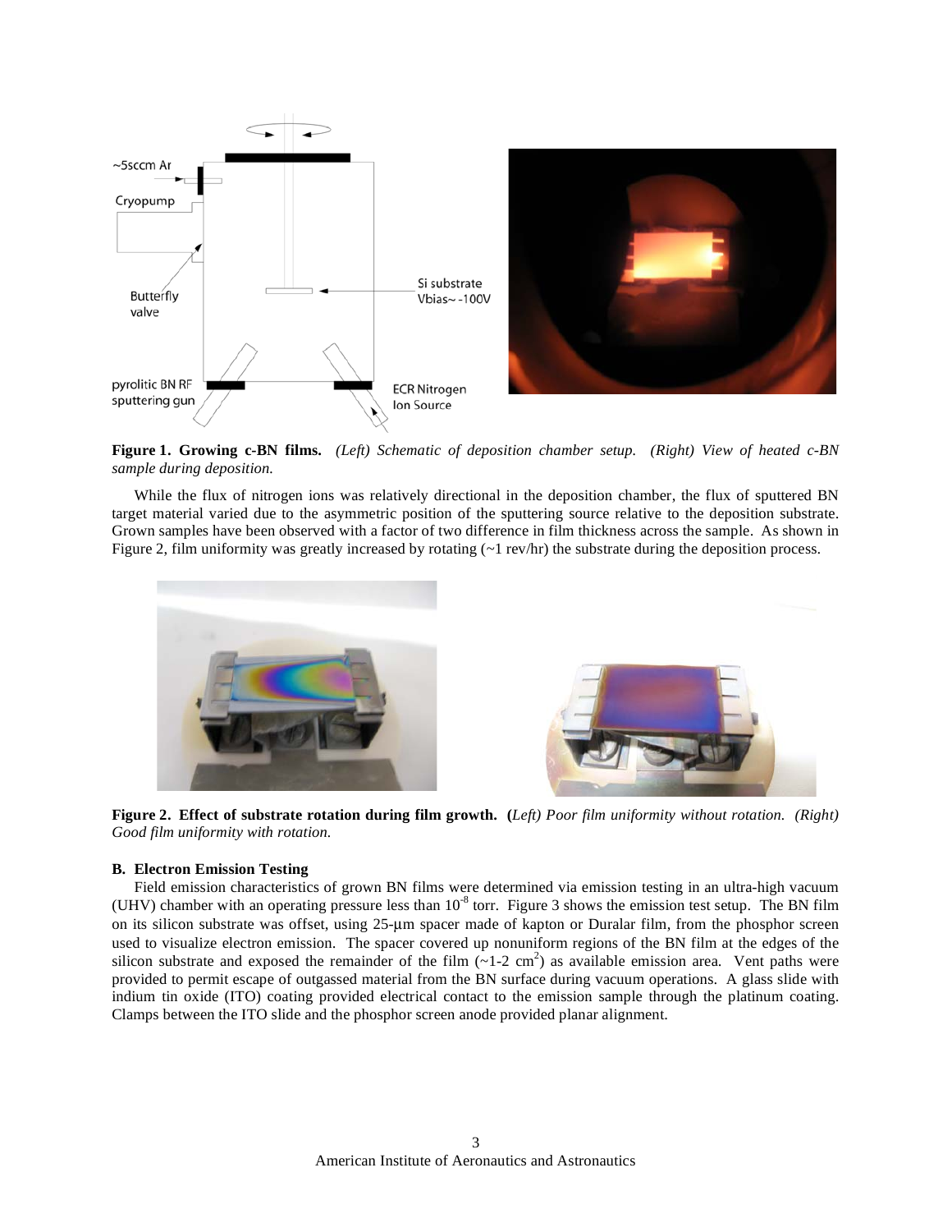**Figure 1. Growing c-BN films.** *(Left) Schematic of deposition chamber setup. (Right) View of heated c-BN sample during deposition.*

While the flux of nitrogen ions was relatively directional in the deposition chamber, the flux of sputtered BN target material varied due to the asymmetric position of the sputtering source relative to the deposition substrate. Grown samples have been observed with a factor of two difference in film thickness across the sample. As shown in Figure 2, film uniformity was greatly increased by rotating (~1 rev/hr) the substrate during the deposition process.

**Figure 2. Effect of substrate rotation during film growth. (***Left) Poor film uniformity without rotation. (Right) Good film uniformity with rotation.*

### B. Electron Emission Testing

Field emission characteristics of grown BN films were determined via emission testing in an ultra-high vacuum (UHV) chamber with an operating pressure less than $10^{-8}$ torr. Figure 3 shows the emission test setup. The BN film on its silicon substrate was offset, using 25-μm spacer made of kapton or Duralar film, from the phosphor screen used to visualize electron emission. The spacer covered up nonuniform regions of the BN film at the edges of the silicon substrate and exposed the remainder of the film (~1-2 $cm^2$) as available emission area. Vent paths were provided to permit escape of outgassed material from the BN surface during vacuum operations. A glass slide with indium tin oxide (ITO) coating provided electrical contact to the emission sample through the platinum coating. Clamps between the ITO slide and the phosphor screen anode provided planar alignment.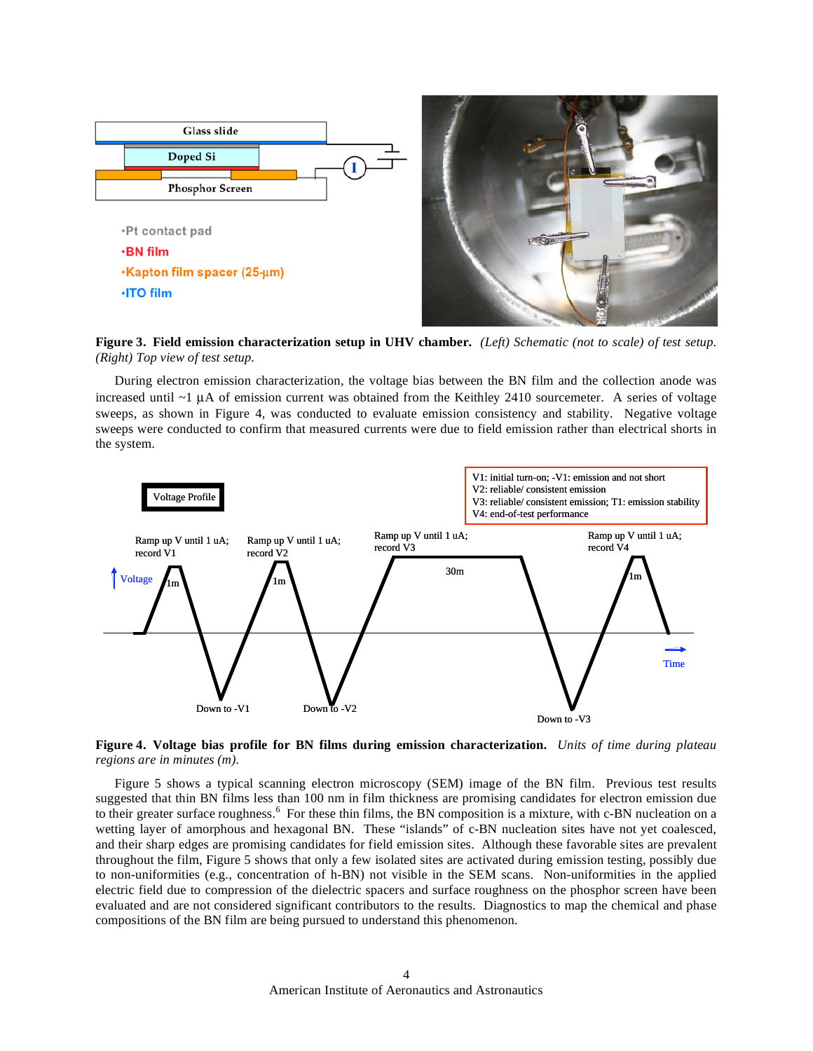**Figure 3. Field emission characterization setup in UHV chamber.** *(Left) Schematic (not to scale) of test setup. (Right) Top view of test setup.*

During electron emission characterization, the voltage bias between the BN film and the collection anode was increased until ~1 µA of emission current was obtained from the Keithley 2410 sourcemeter. A series of voltage sweeps, as shown in Figure 4, was conducted to evaluate emission consistency and stability. Negative voltage sweeps were conducted to confirm that measured currents were due to field emission rather than electrical shorts in the system.

**Figure 4. Voltage bias profile for BN films during emission characterization.** *Units of time during plateau regions are in minutes (m).*

Figure 5 shows a typical scanning electron microscopy (SEM) image of the BN film. Previous test results suggested that thin BN films less than 100 nm in film thickness are promising candidates for electron emission due to their greater surface roughness.[6] For these thin films, the BN composition is a mixture, with c-BN nucleation on a wetting layer of amorphous and hexagonal BN. These "islands" of c-BN nucleation sites have not yet coalesced, and their sharp edges are promising candidates for field emission sites. Although these favorable sites are prevalent throughout the film, Figure 5 shows that only a few isolated sites are activated during emission testing, possibly due to non-uniformities (e.g., concentration of h-BN) not visible in the SEM scans. Non-uniformities in the applied electric field due to compression of the dielectric spacers and surface roughness on the phosphor screen have been evaluated and are not considered significant contributors to the results. Diagnostics to map the chemical and phase compositions of the BN film are being pursued to understand this phenomenon.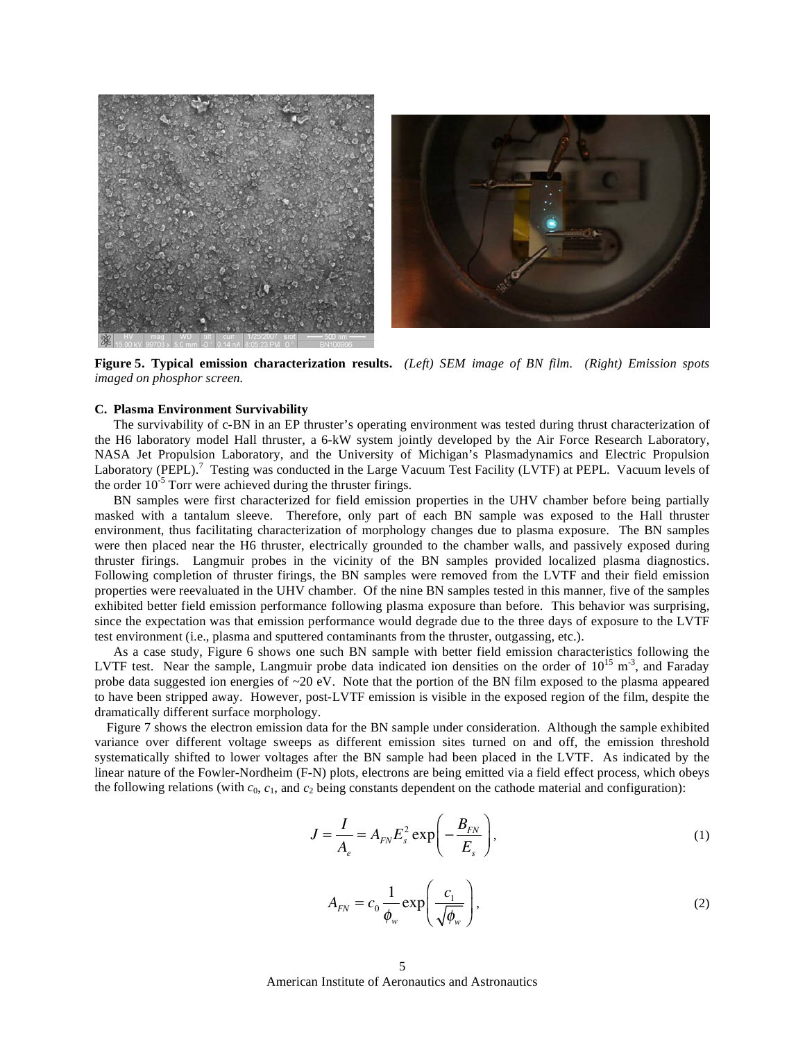**Figure 5. Typical emission characterization results.** *(Left) SEM image of BN film. (Right) Emission spots imaged on phosphor screen.*

### C. Plasma Environment Survivability

The survivability of c-BN in an EP thruster's operating environment was tested during thrust characterization of the H6 laboratory model Hall thruster, a 6-kW system jointly developed by the Air Force Research Laboratory, NASA Jet Propulsion Laboratory, and the University of Michigan's Plasmadynamics and Electric Propulsion Laboratory (PEPL).[7] Testing was conducted in the Large Vacuum Test Facility (LVTF) at PEPL. Vacuum levels of the order $10^{-5}$ Torr were achieved during the thruster firings.

BN samples were first characterized for field emission properties in the UHV chamber before being partially masked with a tantalum sleeve. Therefore, only part of each BN sample was exposed to the Hall thruster environment, thus facilitating characterization of morphology changes due to plasma exposure. The BN samples were then placed near the H6 thruster, electrically grounded to the chamber walls, and passively exposed during thruster firings. Langmuir probes in the vicinity of the BN samples provided localized plasma diagnostics. Following completion of thruster firings, the BN samples were removed from the LVTF and their field emission properties were reevaluated in the UHV chamber. Of the nine BN samples tested in this manner, five of the samples exhibited better field emission performance following plasma exposure than before. This behavior was surprising, since the expectation was that emission performance would degrade due to the three days of exposure to the LVTF test environment (i.e., plasma and sputtered contaminants from the thruster, outgassing, etc.).

As a case study, Figure 6 shows one such BN sample with better field emission characteristics following the LVTF test. Near the sample, Langmuir probe data indicated ion densities on the order of $10^{15}$ m$^{-3}$, and Faraday probe data suggested ion energies of ~20 eV. Note that the portion of the BN film exposed to the plasma appeared to have been stripped away. However, post-LVTF emission is visible in the exposed region of the film, despite the dramatically different surface morphology.

Figure 7 shows the electron emission data for the BN sample under consideration. Although the sample exhibited variance over different voltage sweeps as different emission sites turned on and off, the emission threshold systematically shifted to lower voltages after the BN sample had been placed in the LVTF. As indicated by the linear nature of the Fowler-Nordheim (F-N) plots, electrons are being emitted via a field effect process, which obeys the following relations (with $c_0$, $c_1$, and $c_2$ being constants dependent on the cathode material and configuration):

$$J = \frac{I}{A_e} = A_{FN} E_s^2 \exp\left( -\frac{B_{FN}}{E_s} \right), \tag{1}$$

$$A_{FN} = c_0 \frac{1}{\phi_w} \exp\left( \frac{c_1}{\sqrt{\phi_w}} \right), \tag{2}$$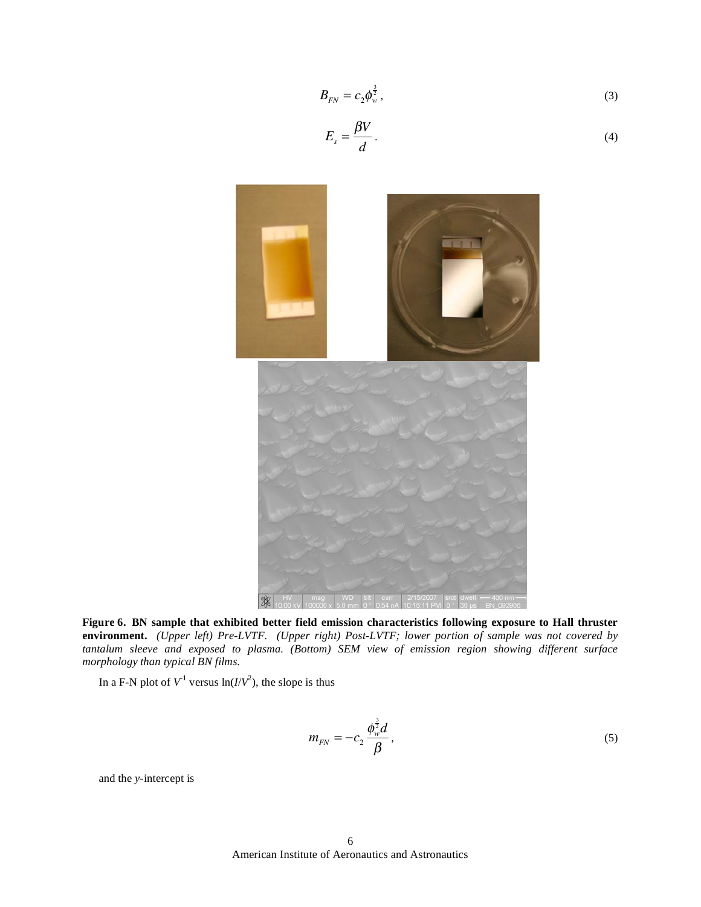$$B_{FN} = c_2 \phi_w^{\frac{3}{2}}, \tag{3}$$

$$E_s = \frac{\beta V}{d}. \tag{4}$$

**Figure 6. BN sample that exhibited better field emission characteristics following exposure to Hall thruster environment.** *(Upper left) Pre-LVTF. (Upper right) Post-LVTF; lower portion of sample was not covered by tantalum sleeve and exposed to plasma. (Bottom) SEM view of emission region showing different surface morphology than typical BN films.*

In a F-N plot of $V^{-1}$ versus $\ln(I/V^2)$, the slope is thus

$$m_{FN} = -c_2 \frac{\phi_w^{\frac{3}{2}} d}{\beta}, \tag{5}$$

and the *y*-intercept is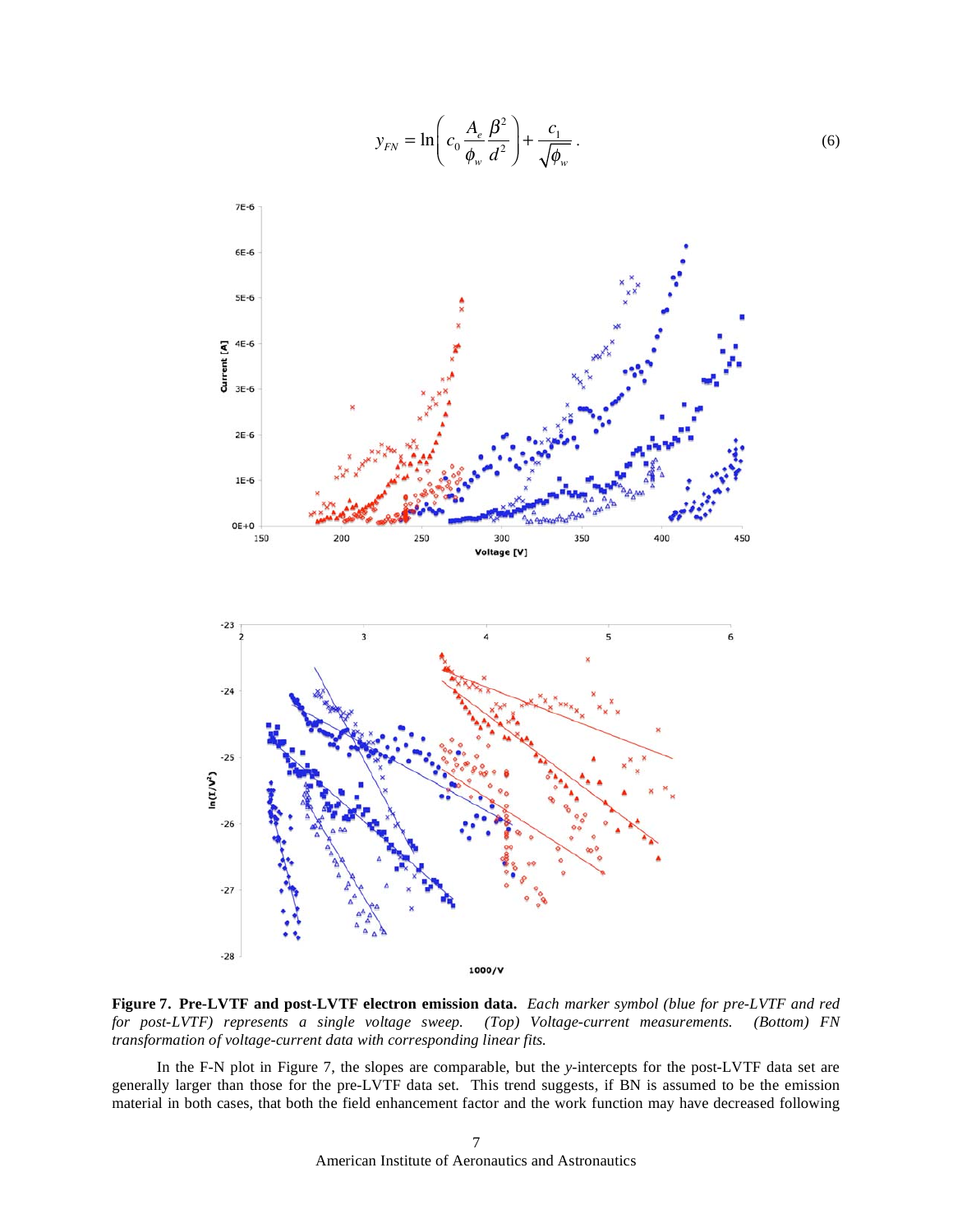$$y_{FN} = \ln\left( c_0 \frac{A_e}{\phi_w} \frac{\beta^2}{d^2} \right) + \frac{c_1}{\sqrt{\phi_w}}. \quad (6)$$

**Figure 7. Pre-LVTF and post-LVTF electron emission data.** *Each marker symbol (blue for pre-LVTF and red for post-LVTF) represents a single voltage sweep. (Top) Voltage-current measurements. (Bottom) FN transformation of voltage-current data with corresponding linear fits.*

In the F-N plot in Figure 7, the slopes are comparable, but the *y*-intercepts for the post-LVTF data set are generally larger than those for the pre-LVTF data set. This trend suggests, if BN is assumed to be the emission material in both cases, that both the field enhancement factor and the work function may have decreased following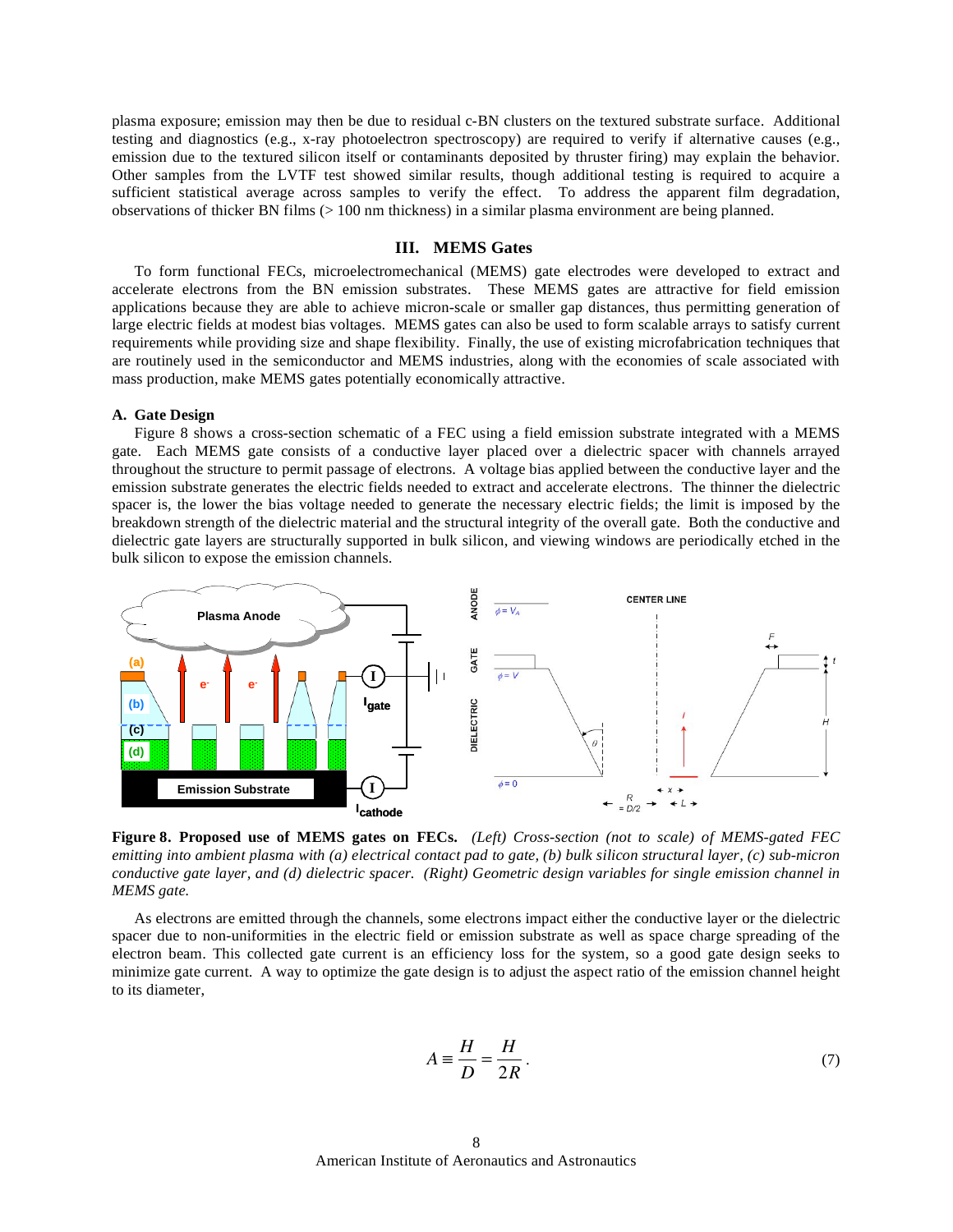plasma exposure; emission may then be due to residual c-BN clusters on the textured substrate surface. Additional testing and diagnostics (e.g., x-ray photoelectron spectroscopy) are required to verify if alternative causes (e.g., emission due to the textured silicon itself or contaminants deposited by thruster firing) may explain the behavior. Other samples from the LVTF test showed similar results, though additional testing is required to acquire a sufficient statistical average across samples to verify the effect. To address the apparent film degradation, observations of thicker BN films (> 100 nm thickness) in a similar plasma environment are being planned.

## III. MEMS Gates

To form functional FECs, microelectromechanical (MEMS) gate electrodes were developed to extract and accelerate electrons from the BN emission substrates. These MEMS gates are attractive for field emission applications because they are able to achieve micron-scale or smaller gap distances, thus permitting generation of large electric fields at modest bias voltages. MEMS gates can also be used to form scalable arrays to satisfy current requirements while providing size and shape flexibility. Finally, the use of existing microfabrication techniques that are routinely used in the semiconductor and MEMS industries, along with the economies of scale associated with mass production, make MEMS gates potentially economically attractive.

### A. Gate Design

Figure 8 shows a cross-section schematic of a FEC using a field emission substrate integrated with a MEMS gate. Each MEMS gate consists of a conductive layer placed over a dielectric spacer with channels arrayed throughout the structure to permit passage of electrons. A voltage bias applied between the conductive layer and the emission substrate generates the electric fields needed to extract and accelerate electrons. The thinner the dielectric spacer is, the lower the bias voltage needed to generate the necessary electric fields; the limit is imposed by the breakdown strength of the dielectric material and the structural integrity of the overall gate. Both the conductive and dielectric gate layers are structurally supported in bulk silicon, and viewing windows are periodically etched in the bulk silicon to expose the emission channels.

Plasma Anode

(a)

(b)

(c)

(d)

$e^-$

$e^-$

I

$I_{gate}$

I

$I_{cathode}$

Emission Substrate

ANODE

GATE

DIELECTRIC

$\phi = V_A$

$\phi = V$

$\phi = 0$

CENTER LINE

$\theta$

$i$

$F$

$t$

$H$

$R = D/2$

$x$

$L$

**Figure 8. Proposed use of MEMS gates on FECs.** *(Left) Cross-section (not to scale) of MEMS-gated FEC emitting into ambient plasma with (a) electrical contact pad to gate, (b) bulk silicon structural layer, (c) sub-micron conductive gate layer, and (d) dielectric spacer. (Right) Geometric design variables for single emission channel in MEMS gate.*

As electrons are emitted through the channels, some electrons impact either the conductive layer or the dielectric spacer due to non-uniformities in the electric field or emission substrate as well as space charge spreading of the electron beam. This collected gate current is an efficiency loss for the system, so a good gate design seeks to minimize gate current. A way to optimize the gate design is to adjust the aspect ratio of the emission channel height to its diameter,

$$A \equiv \frac{H}{D} = \frac{H}{2R}. \tag{7}$$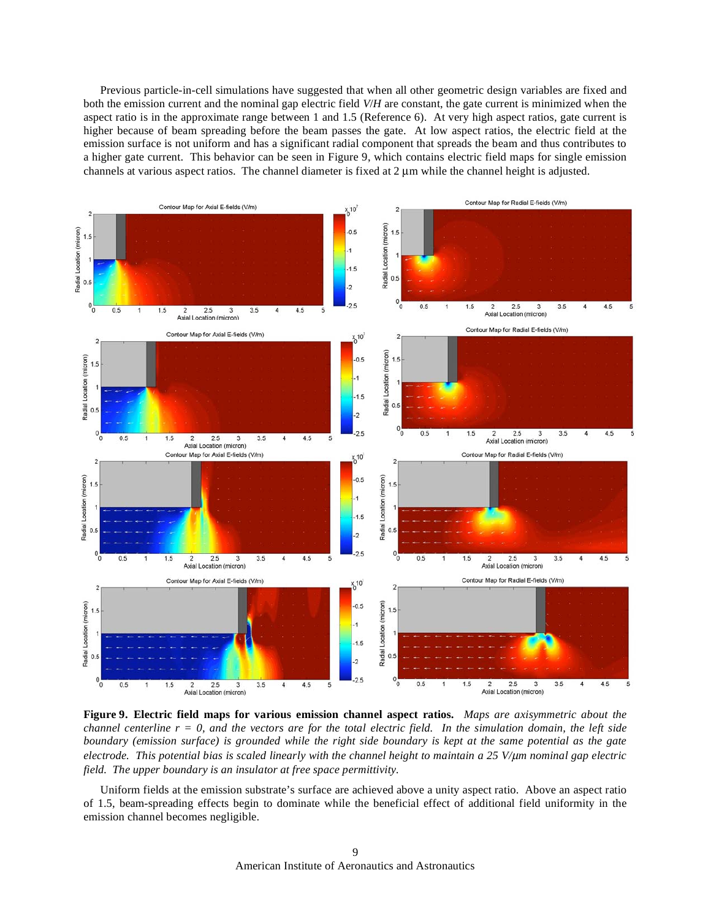Previous particle-in-cell simulations have suggested that when all other geometric design variables are fixed and both the emission current and the nominal gap electric field $V/H$ are constant, the gate current is minimized when the aspect ratio is in the approximate range between 1 and 1.5 (Reference 6). At very high aspect ratios, gate current is higher because of beam spreading before the beam passes the gate. At low aspect ratios, the electric field at the emission surface is not uniform and has a significant radial component that spreads the beam and thus contributes to a higher gate current. This behavior can be seen in Figure 9, which contains electric field maps for single emission channels at various aspect ratios. The channel diameter is fixed at 2 μm while the channel height is adjusted.

**Figure 9. Electric field maps for various emission channel aspect ratios.** *Maps are axisymmetric about the channel centerline $r = 0$, and the vectors are for the total electric field. In the simulation domain, the left side boundary (emission surface) is grounded while the right side boundary is kept at the same potential as the gate electrode. This potential bias is scaled linearly with the channel height to maintain a 25 V/μm nominal gap electric field. The upper boundary is an insulator at free space permittivity.*

Uniform fields at the emission substrate's surface are achieved above a unity aspect ratio. Above an aspect ratio of 1.5, beam-spreading effects begin to dominate while the beneficial effect of additional field uniformity in the emission channel becomes negligible.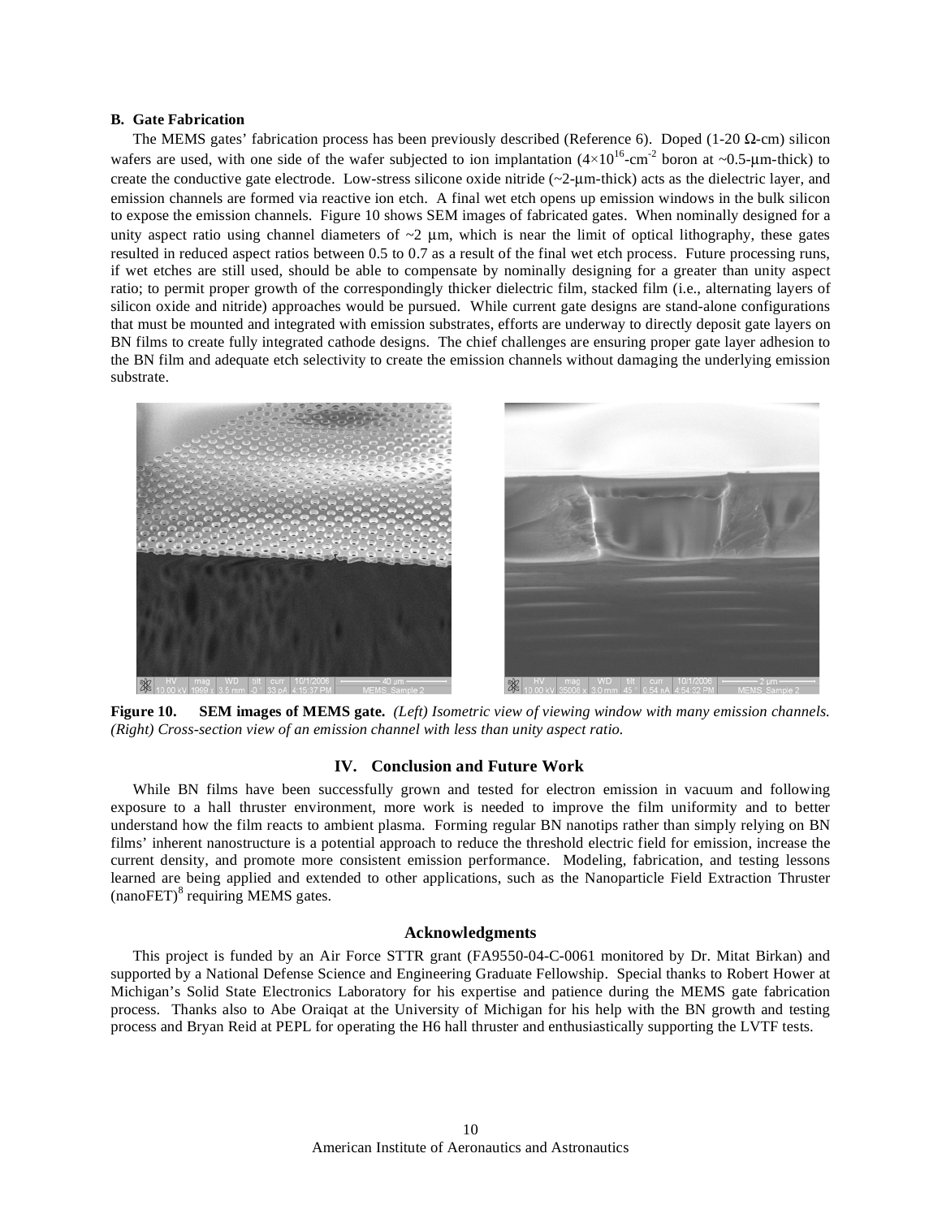### B. Gate Fabrication

The MEMS gates' fabrication process has been previously described (Reference 6). Doped (1-20 Ω-cm) silicon wafers are used, with one side of the wafer subjected to ion implantation ($4\times10^{16}$-cm$^{-2}$ boron at ~0.5-μm-thick) to create the conductive gate electrode. Low-stress silicone oxide nitride (~2-μm-thick) acts as the dielectric layer, and emission channels are formed via reactive ion etch. A final wet etch opens up emission windows in the bulk silicon to expose the emission channels. Figure 10 shows SEM images of fabricated gates. When nominally designed for a unity aspect ratio using channel diameters of ~2 μm, which is near the limit of optical lithography, these gates resulted in reduced aspect ratios between 0.5 to 0.7 as a result of the final wet etch process. Future processing runs, if wet etches are still used, should be able to compensate by nominally designing for a greater than unity aspect ratio; to permit proper growth of the correspondingly thicker dielectric film, stacked film (i.e., alternating layers of silicon oxide and nitride) approaches would be pursued. While current gate designs are stand-alone configurations that must be mounted and integrated with emission substrates, efforts are underway to directly deposit gate layers on BN films to create fully integrated cathode designs. The chief challenges are ensuring proper gate layer adhesion to the BN film and adequate etch selectivity to create the emission channels without damaging the underlying emission substrate.

**Figure 10. SEM images of MEMS gate.** *(Left) Isometric view of viewing window with many emission channels. (Right) Cross-section view of an emission channel with less than unity aspect ratio.*

## IV. Conclusion and Future Work

While BN films have been successfully grown and tested for electron emission in vacuum and following exposure to a hall thruster environment, more work is needed to improve the film uniformity and to better understand how the film reacts to ambient plasma. Forming regular BN nanotips rather than simply relying on BN films' inherent nanostructure is a potential approach to reduce the threshold electric field for emission, increase the current density, and promote more consistent emission performance. Modeling, fabrication, and testing lessons learned are being applied and extended to other applications, such as the Nanoparticle Field Extraction Thruster (nanoFET)[8] requiring MEMS gates.

## Acknowledgments

This project is funded by an Air Force STTR grant (FA9550-04-C-0061 monitored by Dr. Mitat Birkan) and supported by a National Defense Science and Engineering Graduate Fellowship. Special thanks to Robert Hower at Michigan's Solid State Electronics Laboratory for his expertise and patience during the MEMS gate fabrication process. Thanks also to Abe Oraiqat at the University of Michigan for his help with the BN growth and testing process and Bryan Reid at PEPL for operating the H6 hall thruster and enthusiastically supporting the LVTF tests.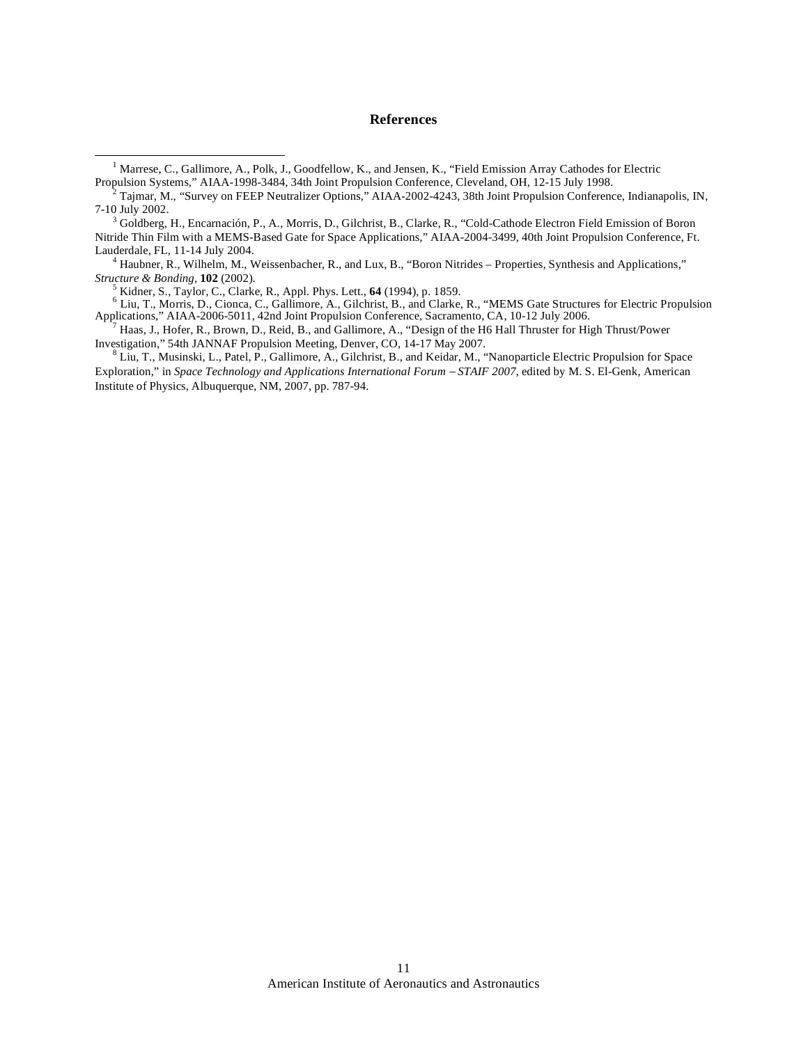## References

[1] Marrese, C., Gallimore, A., Polk, J., Goodfellow, K., and Jensen, K., "Field Emission Array Cathodes for Electric Propulsion Systems," AIAA-1998-3484, 34th Joint Propulsion Conference, Cleveland, OH, 12-15 July 1998.

[2] Tajmar, M., "Survey on FEEP Neutralizer Options," AIAA-2002-4243, 38th Joint Propulsion Conference, Indianapolis, IN, 7-10 July 2002.

[3] Goldberg, H., Encarnación, P., A., Morris, D., Gilchrist, B., Clarke, R., "Cold-Cathode Electron Field Emission of Boron Nitride Thin Film with a MEMS-Based Gate for Space Applications," AIAA-2004-3499, 40th Joint Propulsion Conference, Ft. Lauderdale, FL, 11-14 July 2004.

[4] Haubner, R., Wilhelm, M., Weissenbacher, R., and Lux, B., "Boron Nitrides – Properties, Synthesis and Applications," *Structure & Bonding*, **102** (2002).

[5] Kidner, S., Taylor, C., Clarke, R., Appl. Phys. Lett., **64** (1994), p. 1859.

[6] Liu, T., Morris, D., Cionca, C., Gallimore, A., Gilchrist, B., and Clarke, R., "MEMS Gate Structures for Electric Propulsion Applications," AIAA-2006-5011, 42nd Joint Propulsion Conference, Sacramento, CA, 10-12 July 2006.

[7] Haas, J., Hofer, R., Brown, D., Reid, B., and Gallimore, A., "Design of the H6 Hall Thruster for High Thrust/Power Investigation," 54th JANNAF Propulsion Meeting, Denver, CO, 14-17 May 2007.

[8] Liu, T., Musinski, L., Patel, P., Gallimore, A., Gilchrist, B., and Keidar, M., "Nanoparticle Electric Propulsion for Space Exploration," in *Space Technology and Applications International Forum – STAIF 2007*, edited by M. S. El-Genk, American Institute of Physics, Albuquerque, NM, 2007, pp. 787-94.